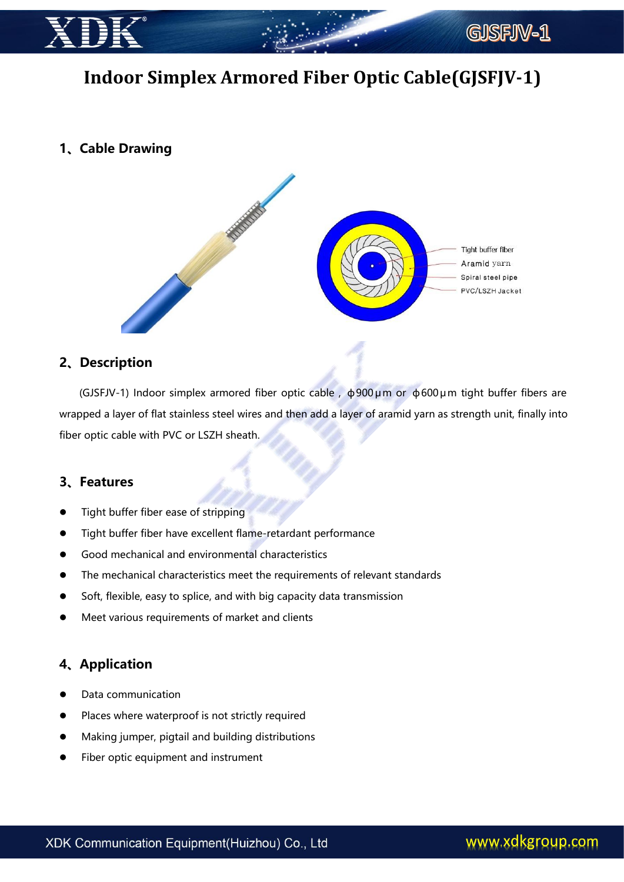# Indoor Simplex Armored Fiber Optic Cable(GJSFJV-1)

## 1、Cable Drawing

Tight buffer fiber

Aramid yarn

Spiral steel pipe

PVC/LSZH Jacket

## 2、Description

(GJSFJV-1) Indoor simplex armored fiber optic cable，ϕ900μm or ϕ600μm tight buffer fibers are wrapped a layer of flat stainless steel wires and then add a layer of aramid yarn as strength unit, finally into fiber optic cable with PVC or LSZH sheath.

## 3、Features

- Tight buffer fiber ease of stripping
- Tight buffer fiber have excellent flame-retardant performance
- Good mechanical and environmental characteristics
- The mechanical characteristics meet the requirements of relevant standards
- Soft, flexible, easy to splice, and with big capacity data transmission
- Meet various requirements of market and clients

## 4、Application

- Data communication
- Places where waterproof is not strictly required
- Making jumper, pigtail and building distributions
- Fiber optic equipment and instrument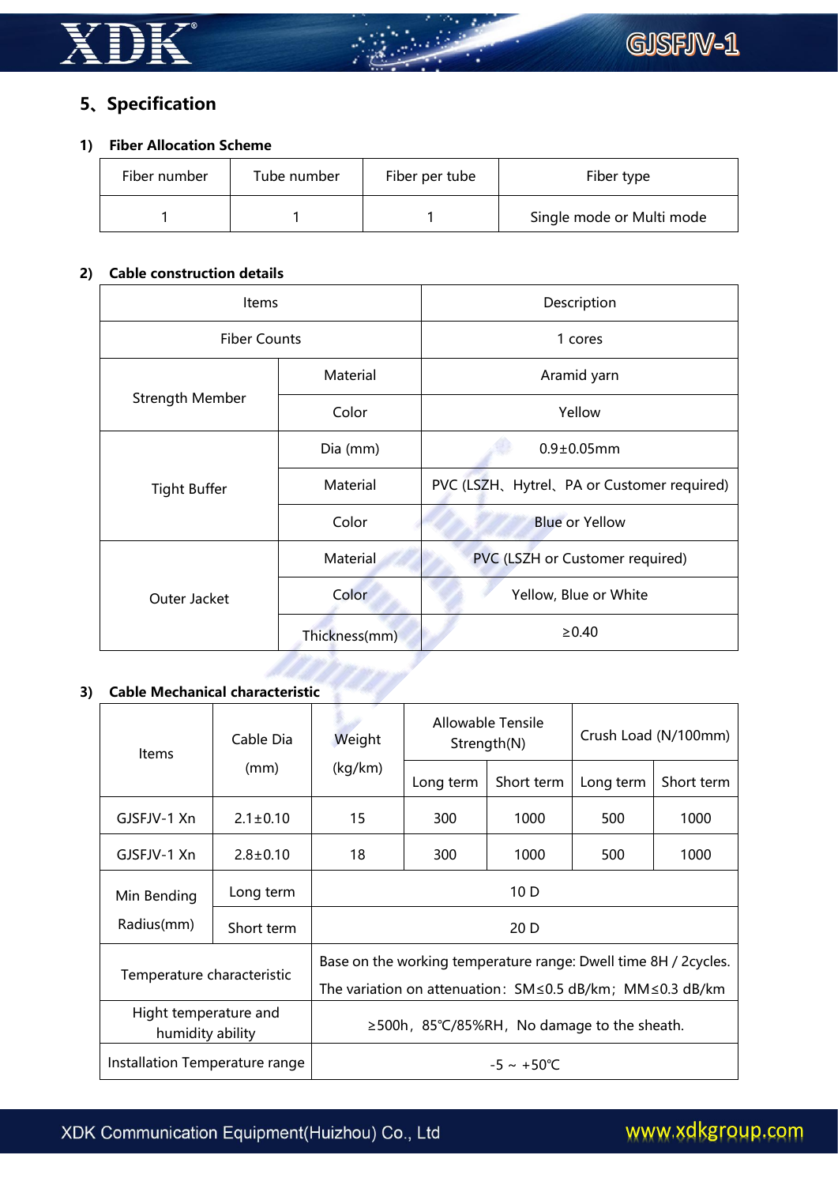## 5、Specification

### 1) Fiber Allocation Scheme

| Fiber number | Tube number | Fiber per tube | Fiber type |
|---|---|---|---|
| 1 | 1 | 1 | Single mode or Multi mode |

### 2) Cable construction details

| Items | | Description |
|---|---|---|
| Fiber Counts | | 1 cores |
| Strength Member | Material | Aramid yarn |
| | Color | Yellow |
| Tight Buffer | Dia (mm) | 0.9±0.05mm |
| | Material | PVC (LSZH、Hytrel、PA or Customer required) |
| | Color | Blue or Yellow |
| Outer Jacket | Material | PVC (LSZH or Customer required) |
| | Color | Yellow, Blue or White |
| | Thickness(mm) | ≥0.40 |

### 3) Cable Mechanical characteristic

| Items | Cable Dia (mm) | Weight (kg/km) | Allowable Tensile Strength(N) | | Crush Load (N/100mm) | |
|---|---|---|---|---|---|---|
| | | | Long term | Short term | Long term | Short term |
| GJSFJV-1 Xn | 2.1±0.10 | 15 | 300 | 1000 | 500 | 1000 |
| GJSFJV-1 Xn | 2.8±0.10 | 18 | 300 | 1000 | 500 | 1000 |
| Min Bending Radius(mm) | Long term | 10 D | | | | |
| | Short term | 20 D | | | | |
| Temperature characteristic | | Base on the working temperature range: Dwell time 8H / 2cycles. The variation on attenuation：SM≤0.5 dB/km；MM≤0.3 dB/km | | | | |
| Hight temperature and humidity ability | | ≥500h，85℃/85%RH，No damage to the sheath. | | | | |
| Installation Temperature range | | -5 ~ +50℃ | | | | |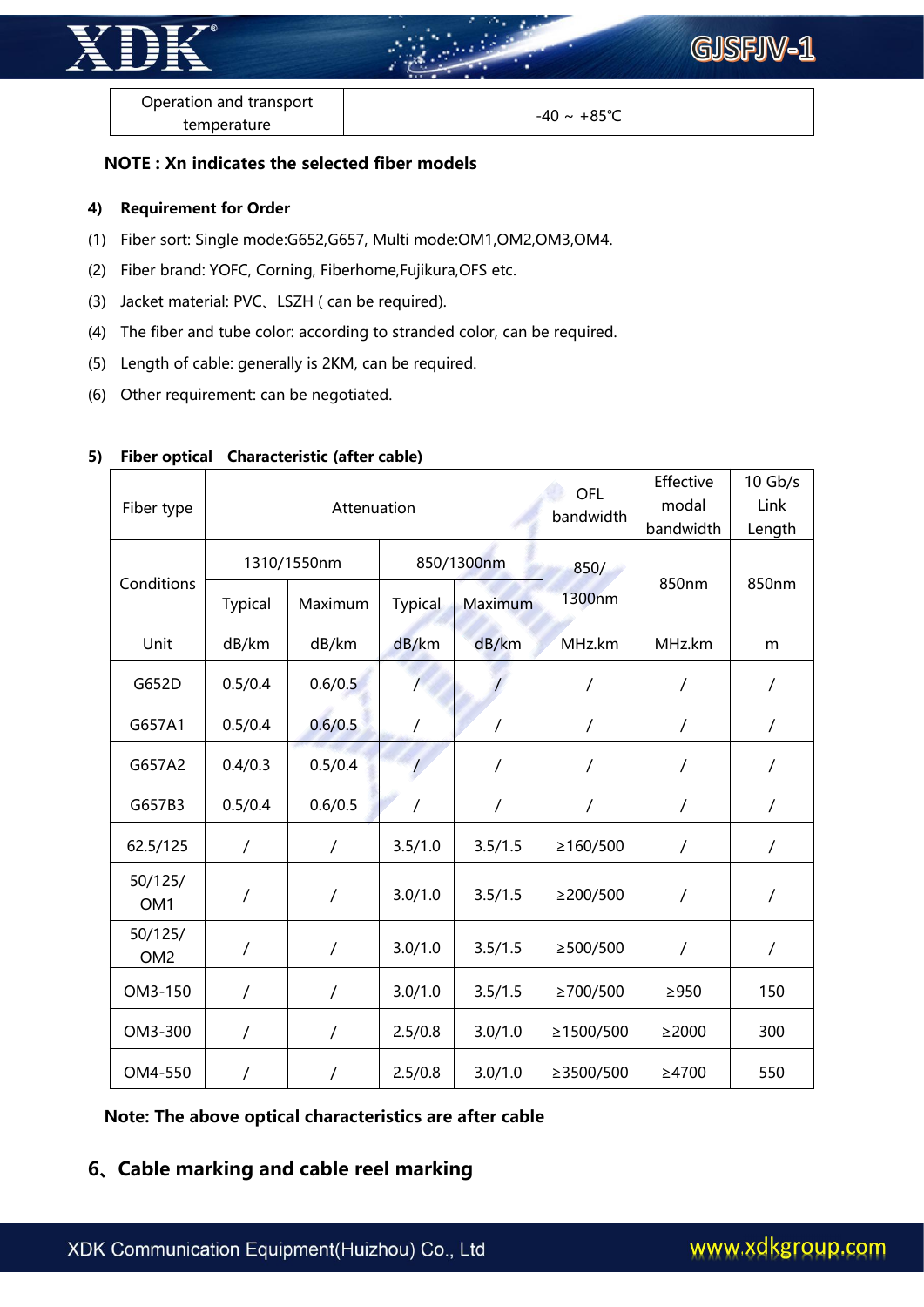| Operation and transport temperature | -40 ~ +85℃ |
|---|---|

**NOTE : Xn indicates the selected fiber models**

**4) Requirement for Order**

(1) Fiber sort: Single mode:G652,G657, Multi mode:OM1,OM2,OM3,OM4.

(2) Fiber brand: YOFC, Corning, Fiberhome,Fujikura,OFS etc.

(3) Jacket material: PVC、LSZH ( can be required).

(4) The fiber and tube color: according to stranded color, can be required.

(5) Length of cable: generally is 2KM, can be required.

(6) Other requirement: can be negotiated.

**5) Fiber optical Characteristic (after cable)**

| Fiber type | Attenuation | | | | OFL bandwidth | Effective modal bandwidth | 10 Gb/s Link Length |
|---|---|---|---|---|---|---|---|
| Conditions | 1310/1550nm | | 850/1300nm | | 850/ 1300nm | 850nm | 850nm |
| | Typical | Maximum | Typical | Maximum | | | |
| Unit | dB/km | dB/km | dB/km | dB/km | MHz.km | MHz.km | m |
| G652D | 0.5/0.4 | 0.6/0.5 | / | / | / | / | / |
| G657A1 | 0.5/0.4 | 0.6/0.5 | / | / | / | / | / |
| G657A2 | 0.4/0.3 | 0.5/0.4 | / | / | / | / | / |
| G657B3 | 0.5/0.4 | 0.6/0.5 | / | / | / | / | / |
| 62.5/125 | / | / | 3.5/1.0 | 3.5/1.5 | ≥160/500 | / | / |
| 50/125/ OM1 | / | / | 3.0/1.0 | 3.5/1.5 | ≥200/500 | / | / |
| 50/125/ OM2 | / | / | 3.0/1.0 | 3.5/1.5 | ≥500/500 | / | / |
| OM3-150 | / | / | 3.0/1.0 | 3.5/1.5 | ≥700/500 | ≥950 | 150 |
| OM3-300 | / | / | 2.5/0.8 | 3.0/1.0 | ≥1500/500 | ≥2000 | 300 |
| OM4-550 | / | / | 2.5/0.8 | 3.0/1.0 | ≥3500/500 | ≥4700 | 550 |

**Note: The above optical characteristics are after cable**

## 6、Cable marking and cable reel marking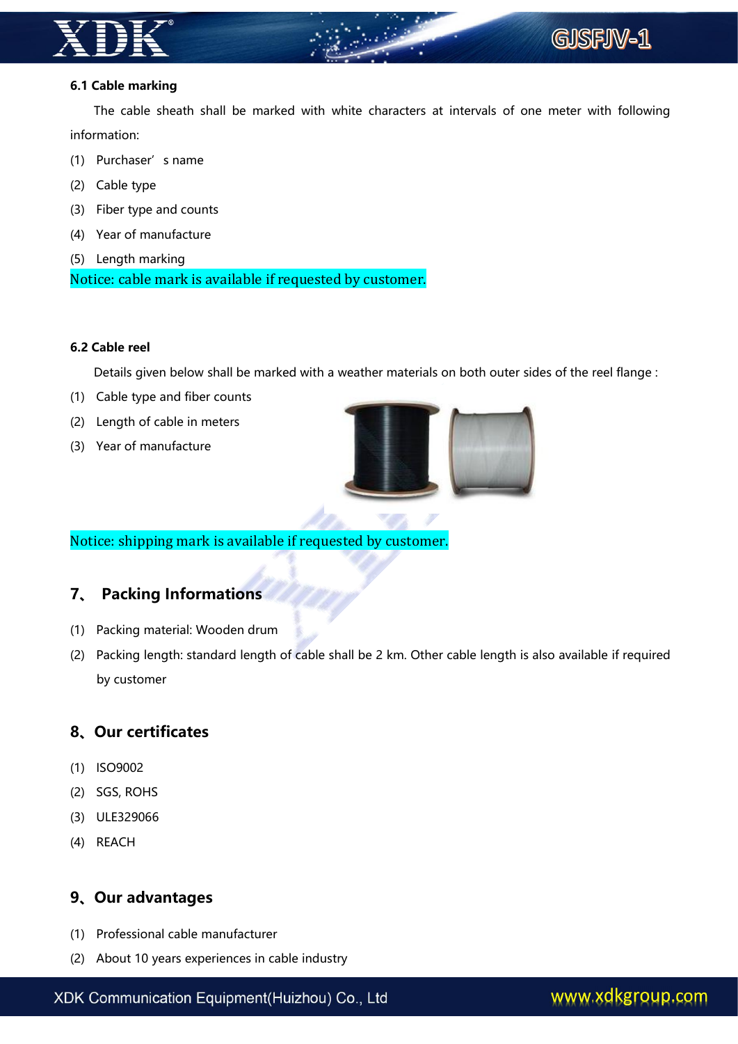### 6.1 Cable marking

The cable sheath shall be marked with white characters at intervals of one meter with following information:

(1) Purchaser’ s name

(2) Cable type

(3) Fiber type and counts

(4) Year of manufacture

(5) Length marking

Notice: cable mark is available if requested by customer.

### 6.2 Cable reel

Details given below shall be marked with a weather materials on both outer sides of the reel flange :

(1) Cable type and fiber counts

(2) Length of cable in meters

(3) Year of manufacture

Notice: shipping mark is available if requested by customer.

## 7、 Packing Informations

(1) Packing material: Wooden drum

(2) Packing length: standard length of cable shall be 2 km. Other cable length is also available if required by customer

## 8、Our certificates

(1) ISO9002

(2) SGS, ROHS

(3) ULE329066

(4) REACH

## 9、Our advantages

(1) Professional cable manufacturer

(2) About 10 years experiences in cable industry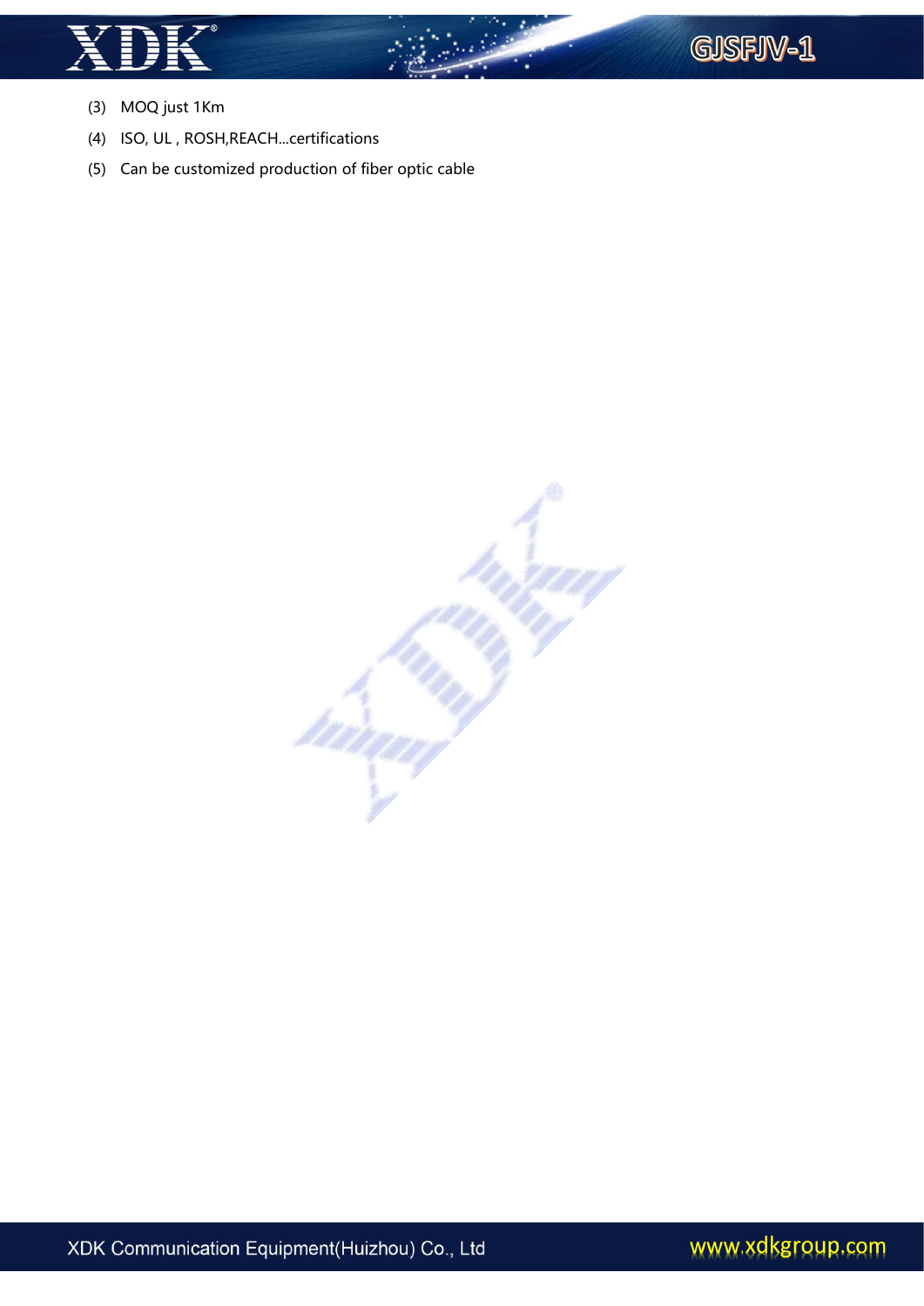(3) MOQ just 1Km

(4) ISO, UL , ROSH,REACH...certifications

(5) Can be customized production of fiber optic cable